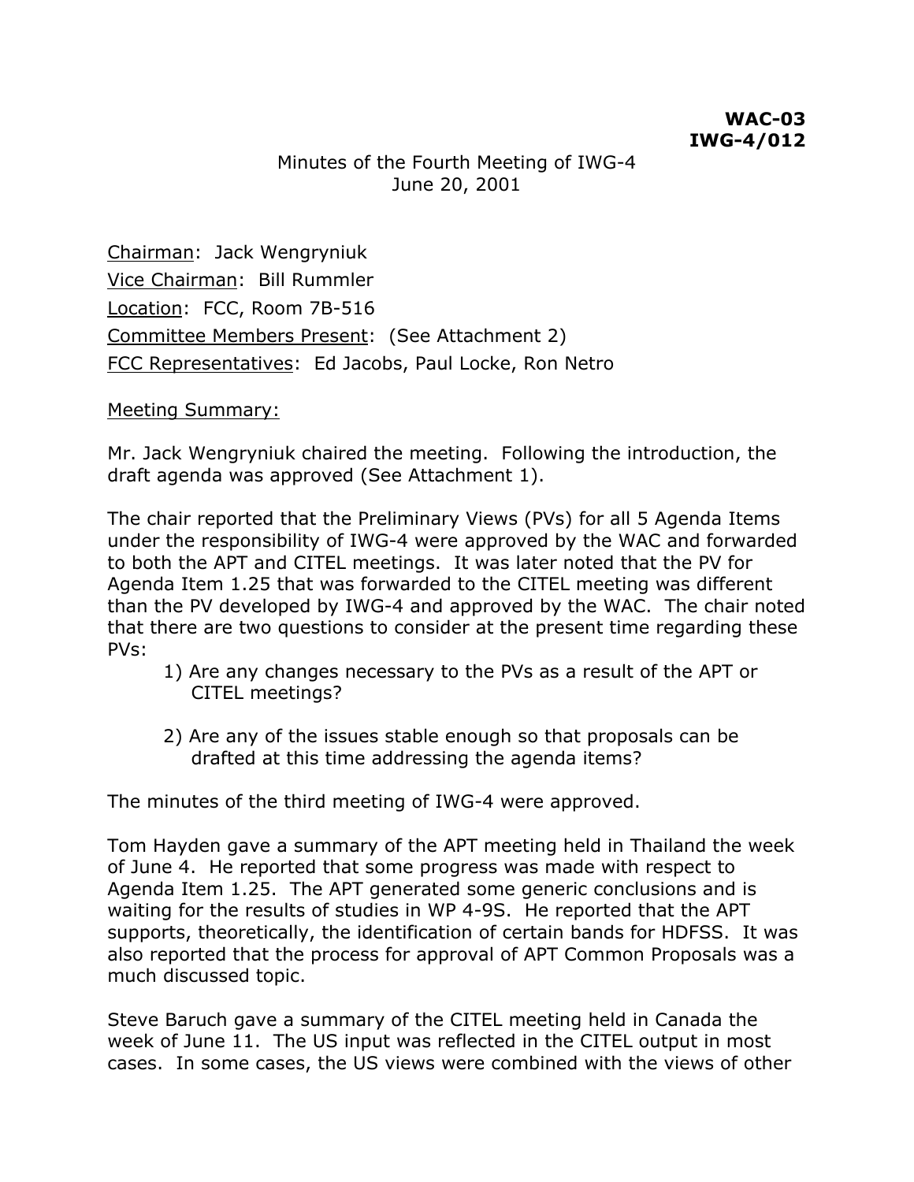**WAC-03**
**IWG-4/012**

Minutes of the Fourth Meeting of IWG-4
June 20, 2001

Chairman: Jack Wengryniuk
Vice Chairman: Bill Rummler
Location: FCC, Room 7B-516
Committee Members Present: (See Attachment 2)
FCC Representatives: Ed Jacobs, Paul Locke, Ron Netro

Meeting Summary:

Mr. Jack Wengryniuk chaired the meeting. Following the introduction, the draft agenda was approved (See Attachment 1).

The chair reported that the Preliminary Views (PVs) for all 5 Agenda Items under the responsibility of IWG-4 were approved by the WAC and forwarded to both the APT and CITEL meetings. It was later noted that the PV for Agenda Item 1.25 that was forwarded to the CITEL meeting was different than the PV developed by IWG-4 and approved by the WAC. The chair noted that there are two questions to consider at the present time regarding these PVs:

1) Are any changes necessary to the PVs as a result of the APT or CITEL meetings?

2) Are any of the issues stable enough so that proposals can be drafted at this time addressing the agenda items?

The minutes of the third meeting of IWG-4 were approved.

Tom Hayden gave a summary of the APT meeting held in Thailand the week of June 4. He reported that some progress was made with respect to Agenda Item 1.25. The APT generated some generic conclusions and is waiting for the results of studies in WP 4-9S. He reported that the APT supports, theoretically, the identification of certain bands for HDFSS. It was also reported that the process for approval of APT Common Proposals was a much discussed topic.

Steve Baruch gave a summary of the CITEL meeting held in Canada the week of June 11. The US input was reflected in the CITEL output in most cases. In some cases, the US views were combined with the views of other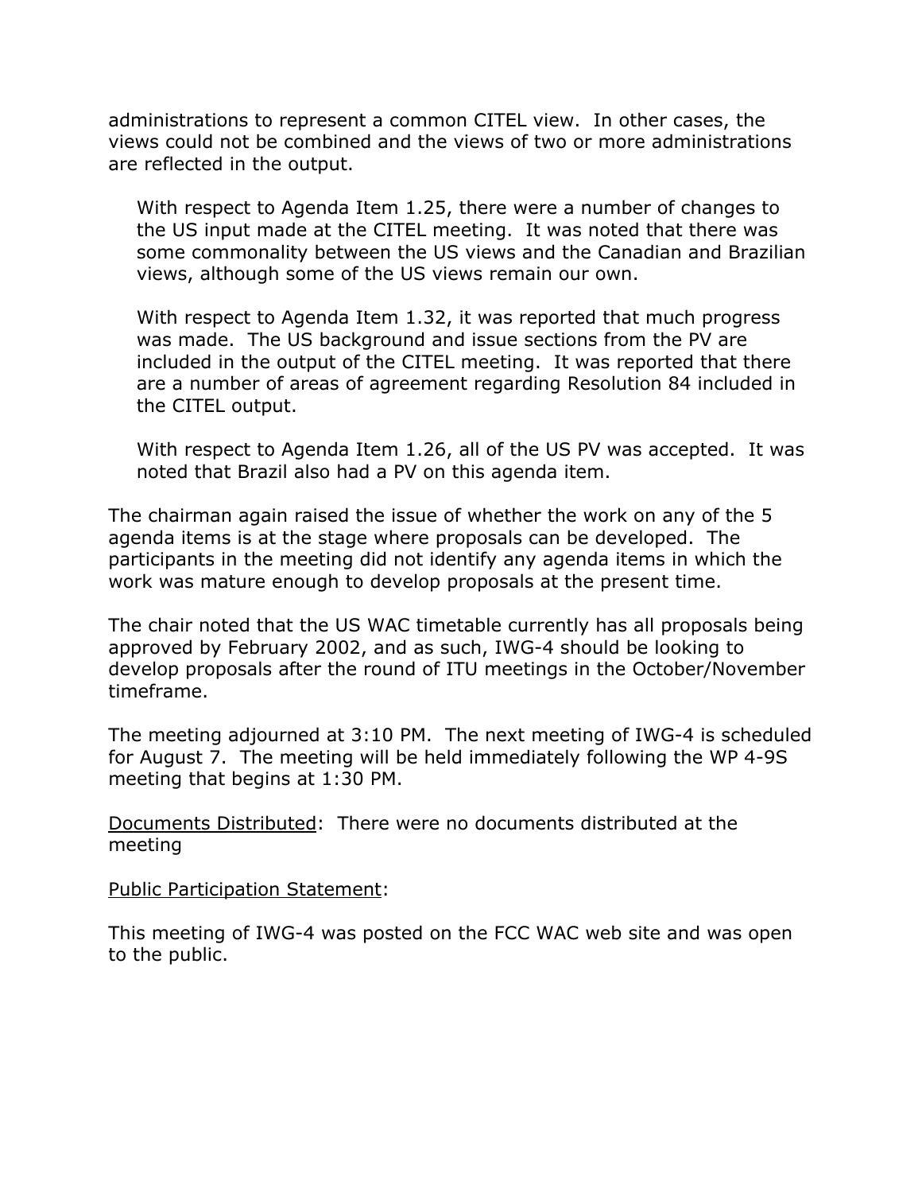administrations to represent a common CITEL view. In other cases, the views could not be combined and the views of two or more administrations are reflected in the output.

> With respect to Agenda Item 1.25, there were a number of changes to the US input made at the CITEL meeting. It was noted that there was some commonality between the US views and the Canadian and Brazilian views, although some of the US views remain our own.
>
> With respect to Agenda Item 1.32, it was reported that much progress was made. The US background and issue sections from the PV are included in the output of the CITEL meeting. It was reported that there are a number of areas of agreement regarding Resolution 84 included in the CITEL output.
>
> With respect to Agenda Item 1.26, all of the US PV was accepted. It was noted that Brazil also had a PV on this agenda item.

The chairman again raised the issue of whether the work on any of the 5 agenda items is at the stage where proposals can be developed. The participants in the meeting did not identify any agenda items in which the work was mature enough to develop proposals at the present time.

The chair noted that the US WAC timetable currently has all proposals being approved by February 2002, and as such, IWG-4 should be looking to develop proposals after the round of ITU meetings in the October/November timeframe.

The meeting adjourned at 3:10 PM. The next meeting of IWG-4 is scheduled for August 7. The meeting will be held immediately following the WP 4-9S meeting that begins at 1:30 PM.

<u>Documents Distributed</u>: There were no documents distributed at the meeting

<u>Public Participation Statement</u>:

This meeting of IWG-4 was posted on the FCC WAC web site and was open to the public.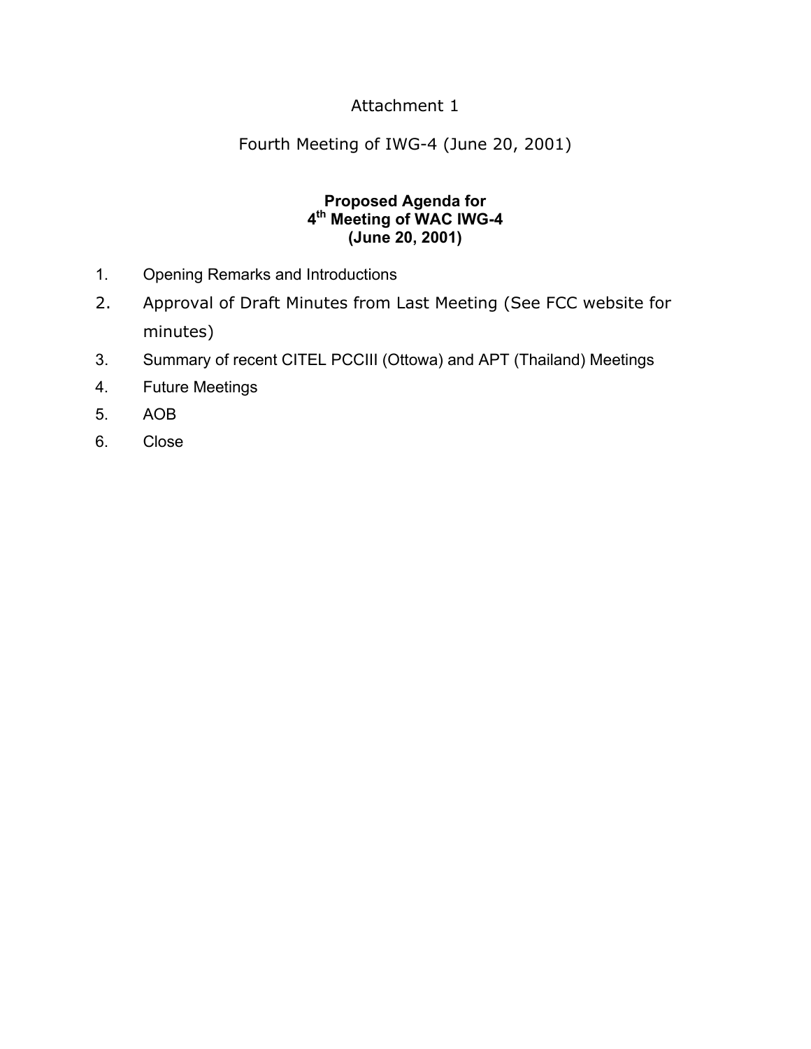Attachment 1

Fourth Meeting of IWG-4 (June 20, 2001)

**Proposed Agenda for**
**4th Meeting of WAC IWG-4**
**(June 20, 2001)**

1. Opening Remarks and Introductions
2. Approval of Draft Minutes from Last Meeting (See FCC website for minutes)
3. Summary of recent CITEL PCCIII (Ottowa) and APT (Thailand) Meetings
4. Future Meetings
5. AOB
6. Close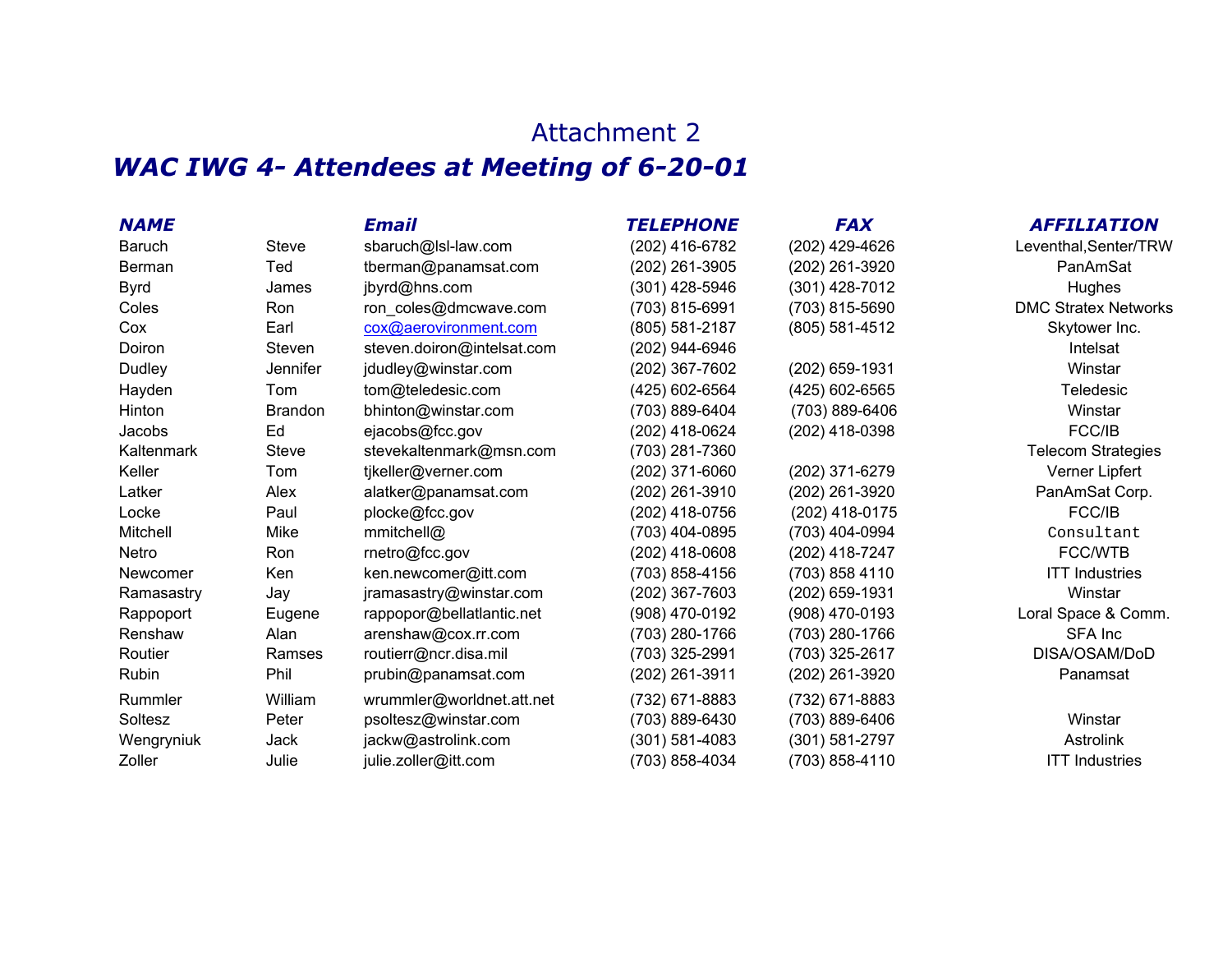# Attachment 2

## *WAC IWG 4- Attendees at Meeting of 6-20-01*

| *NAME* | | *Email* | *TELEPHONE* | *FAX* | *AFFILIATION* |
|---|---|---|---|---|---|
| Baruch | Steve | sbaruch@lsl-law.com | (202) 416-6782 | (202) 429-4626 | Leventhal,Senter/TRW |
| Berman | Ted | tberman@panamsat.com | (202) 261-3905 | (202) 261-3920 | PanAmSat |
| Byrd | James | jbyrd@hns.com | (301) 428-5946 | (301) 428-7012 | Hughes |
| Coles | Ron | ron_coles@dmcwave.com | (703) 815-6991 | (703) 815-5690 | DMC Stratex Networks |
| Cox | Earl | cox@aerovironment.com | (805) 581-2187 | (805) 581-4512 | Skytower Inc. |
| Doiron | Steven | steven.doiron@intelsat.com | (202) 944-6946 | | Intelsat |
| Dudley | Jennifer | jdudley@winstar.com | (202) 367-7602 | (202) 659-1931 | Winstar |
| Hayden | Tom | tom@teledesic.com | (425) 602-6564 | (425) 602-6565 | Teledesic |
| Hinton | Brandon | bhinton@winstar.com | (703) 889-6404 | (703) 889-6406 | Winstar |
| Jacobs | Ed | ejacobs@fcc.gov | (202) 418-0624 | (202) 418-0398 | FCC/IB |
| Kaltenmark | Steve | stevekaltenmark@msn.com | (703) 281-7360 | | Telecom Strategies |
| Keller | Tom | tjkeller@verner.com | (202) 371-6060 | (202) 371-6279 | Verner Lipfert |
| Latker | Alex | alatker@panamsat.com | (202) 261-3910 | (202) 261-3920 | PanAmSat Corp. |
| Locke | Paul | plocke@fcc.gov | (202) 418-0756 | (202) 418-0175 | FCC/IB |
| Mitchell | Mike | mmitchell@ | (703) 404-0895 | (703) 404-0994 | Consultant |
| Netro | Ron | rnetro@fcc.gov | (202) 418-0608 | (202) 418-7247 | FCC/WTB |
| Newcomer | Ken | ken.newcomer@itt.com | (703) 858-4156 | (703) 858 4110 | ITT Industries |
| Ramasastry | Jay | jramasastry@winstar.com | (202) 367-7603 | (202) 659-1931 | Winstar |
| Rappoport | Eugene | rappopor@bellatlantic.net | (908) 470-0192 | (908) 470-0193 | Loral Space & Comm. |
| Renshaw | Alan | arenshaw@cox.rr.com | (703) 280-1766 | (703) 280-1766 | SFA Inc |
| Routier | Ramses | routierr@ncr.disa.mil | (703) 325-2991 | (703) 325-2617 | DISA/OSAM/DoD |
| Rubin | Phil | prubin@panamsat.com | (202) 261-3911 | (202) 261-3920 | Panamsat |
| Rummler | William | wrummler@worldnet.att.net | (732) 671-8883 | (732) 671-8883 | |
| Soltesz | Peter | psoltesz@winstar.com | (703) 889-6430 | (703) 889-6406 | Winstar |
| Wengryniuk | Jack | jackw@astrolink.com | (301) 581-4083 | (301) 581-2797 | Astrolink |
| Zoller | Julie | julie.zoller@itt.com | (703) 858-4034 | (703) 858-4110 | ITT Industries |